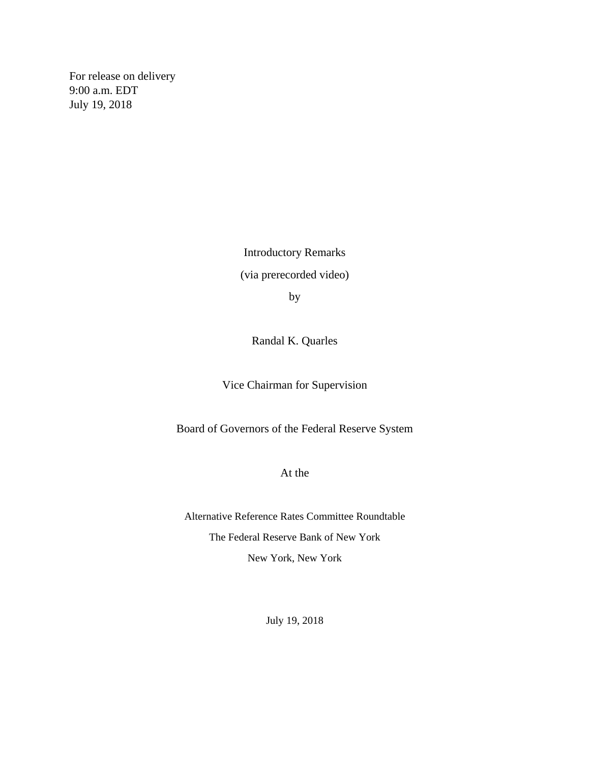For release on delivery
9:00 a.m. EDT
July 19, 2018

Introductory Remarks

(via prerecorded video)

by

Randal K. Quarles

Vice Chairman for Supervision

Board of Governors of the Federal Reserve System

At the

Alternative Reference Rates Committee Roundtable

The Federal Reserve Bank of New York

New York, New York

July 19, 2018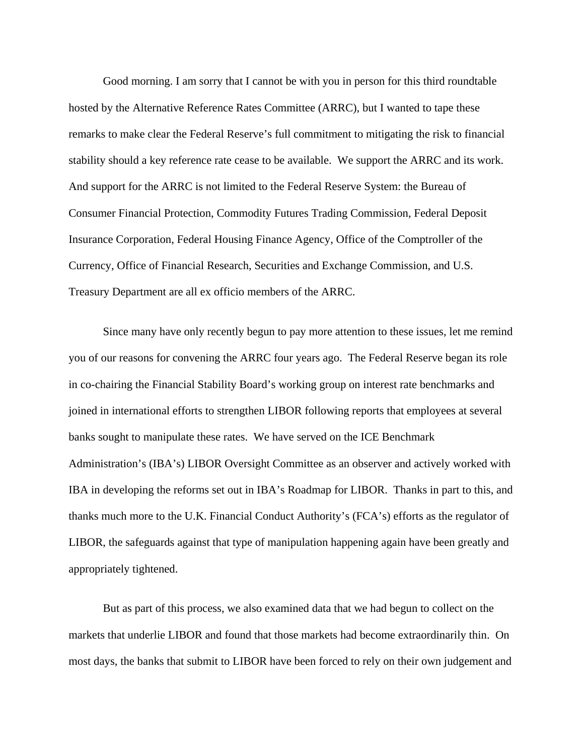Good morning. I am sorry that I cannot be with you in person for this third roundtable hosted by the Alternative Reference Rates Committee (ARRC), but I wanted to tape these remarks to make clear the Federal Reserve's full commitment to mitigating the risk to financial stability should a key reference rate cease to be available. We support the ARRC and its work. And support for the ARRC is not limited to the Federal Reserve System: the Bureau of Consumer Financial Protection, Commodity Futures Trading Commission, Federal Deposit Insurance Corporation, Federal Housing Finance Agency, Office of the Comptroller of the Currency, Office of Financial Research, Securities and Exchange Commission, and U.S. Treasury Department are all ex officio members of the ARRC.

Since many have only recently begun to pay more attention to these issues, let me remind you of our reasons for convening the ARRC four years ago. The Federal Reserve began its role in co-chairing the Financial Stability Board's working group on interest rate benchmarks and joined in international efforts to strengthen LIBOR following reports that employees at several banks sought to manipulate these rates. We have served on the ICE Benchmark Administration's (IBA's) LIBOR Oversight Committee as an observer and actively worked with IBA in developing the reforms set out in IBA's Roadmap for LIBOR. Thanks in part to this, and thanks much more to the U.K. Financial Conduct Authority's (FCA's) efforts as the regulator of LIBOR, the safeguards against that type of manipulation happening again have been greatly and appropriately tightened.

But as part of this process, we also examined data that we had begun to collect on the markets that underlie LIBOR and found that those markets had become extraordinarily thin. On most days, the banks that submit to LIBOR have been forced to rely on their own judgement and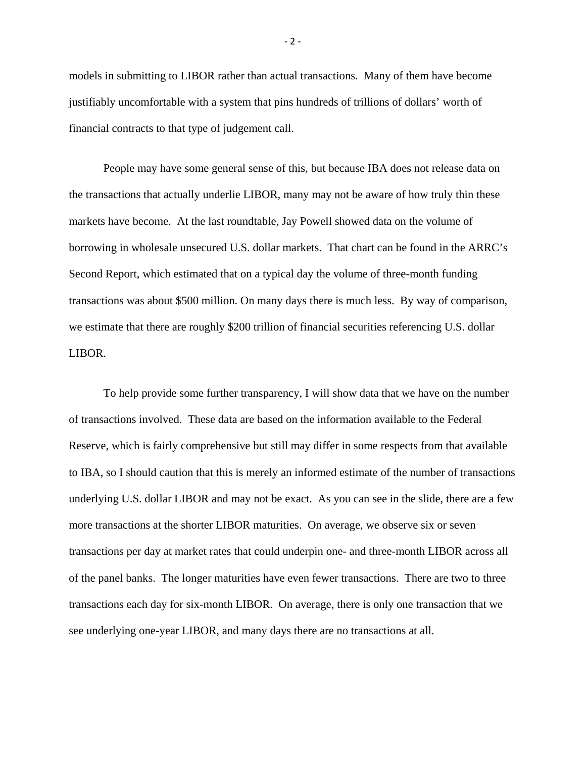models in submitting to LIBOR rather than actual transactions. Many of them have become justifiably uncomfortable with a system that pins hundreds of trillions of dollars' worth of financial contracts to that type of judgement call.

People may have some general sense of this, but because IBA does not release data on the transactions that actually underlie LIBOR, many may not be aware of how truly thin these markets have become. At the last roundtable, Jay Powell showed data on the volume of borrowing in wholesale unsecured U.S. dollar markets. That chart can be found in the ARRC's Second Report, which estimated that on a typical day the volume of three-month funding transactions was about $500 million. On many days there is much less. By way of comparison, we estimate that there are roughly $200 trillion of financial securities referencing U.S. dollar LIBOR.

To help provide some further transparency, I will show data that we have on the number of transactions involved. These data are based on the information available to the Federal Reserve, which is fairly comprehensive but still may differ in some respects from that available to IBA, so I should caution that this is merely an informed estimate of the number of transactions underlying U.S. dollar LIBOR and may not be exact. As you can see in the slide, there are a few more transactions at the shorter LIBOR maturities. On average, we observe six or seven transactions per day at market rates that could underpin one- and three-month LIBOR across all of the panel banks. The longer maturities have even fewer transactions. There are two to three transactions each day for six-month LIBOR. On average, there is only one transaction that we see underlying one-year LIBOR, and many days there are no transactions at all.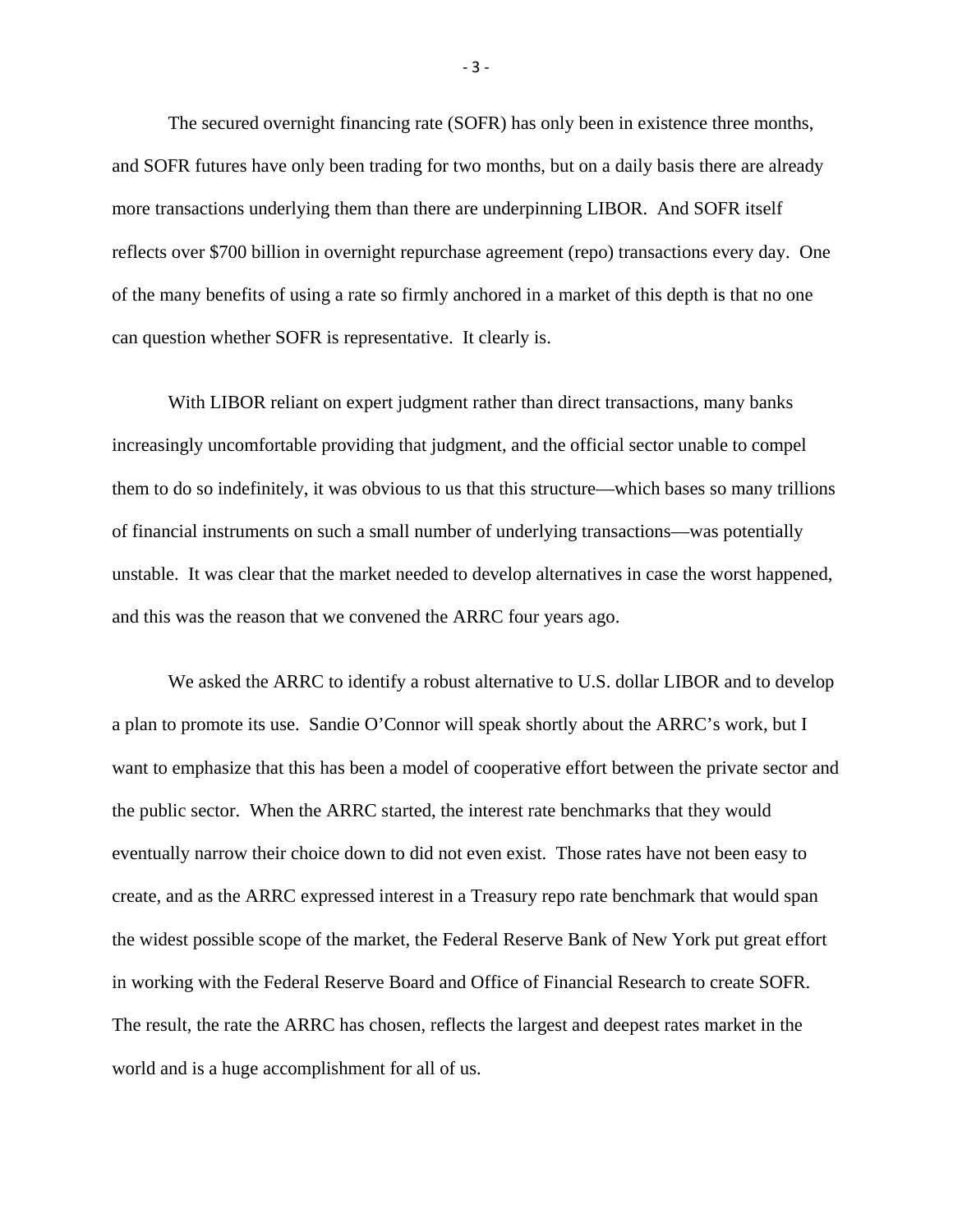The secured overnight financing rate (SOFR) has only been in existence three months, and SOFR futures have only been trading for two months, but on a daily basis there are already more transactions underlying them than there are underpinning LIBOR. And SOFR itself reflects over $700 billion in overnight repurchase agreement (repo) transactions every day. One of the many benefits of using a rate so firmly anchored in a market of this depth is that no one can question whether SOFR is representative. It clearly is.

With LIBOR reliant on expert judgment rather than direct transactions, many banks increasingly uncomfortable providing that judgment, and the official sector unable to compel them to do so indefinitely, it was obvious to us that this structure—which bases so many trillions of financial instruments on such a small number of underlying transactions—was potentially unstable. It was clear that the market needed to develop alternatives in case the worst happened, and this was the reason that we convened the ARRC four years ago.

We asked the ARRC to identify a robust alternative to U.S. dollar LIBOR and to develop a plan to promote its use. Sandie O'Connor will speak shortly about the ARRC's work, but I want to emphasize that this has been a model of cooperative effort between the private sector and the public sector. When the ARRC started, the interest rate benchmarks that they would eventually narrow their choice down to did not even exist. Those rates have not been easy to create, and as the ARRC expressed interest in a Treasury repo rate benchmark that would span the widest possible scope of the market, the Federal Reserve Bank of New York put great effort in working with the Federal Reserve Board and Office of Financial Research to create SOFR. The result, the rate the ARRC has chosen, reflects the largest and deepest rates market in the world and is a huge accomplishment for all of us.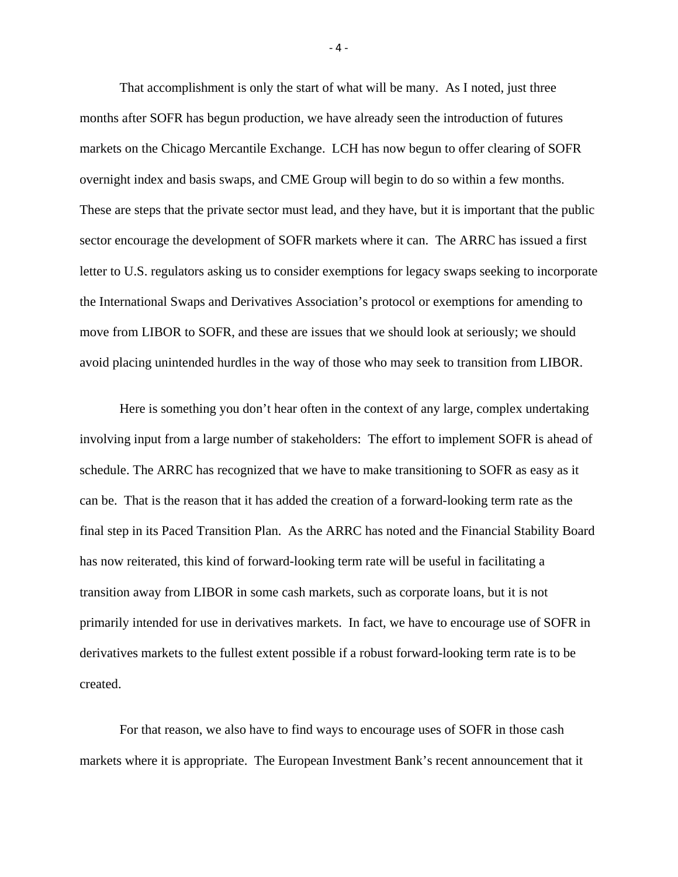That accomplishment is only the start of what will be many. As I noted, just three months after SOFR has begun production, we have already seen the introduction of futures markets on the Chicago Mercantile Exchange. LCH has now begun to offer clearing of SOFR overnight index and basis swaps, and CME Group will begin to do so within a few months. These are steps that the private sector must lead, and they have, but it is important that the public sector encourage the development of SOFR markets where it can. The ARRC has issued a first letter to U.S. regulators asking us to consider exemptions for legacy swaps seeking to incorporate the International Swaps and Derivatives Association's protocol or exemptions for amending to move from LIBOR to SOFR, and these are issues that we should look at seriously; we should avoid placing unintended hurdles in the way of those who may seek to transition from LIBOR.

Here is something you don't hear often in the context of any large, complex undertaking involving input from a large number of stakeholders: The effort to implement SOFR is ahead of schedule. The ARRC has recognized that we have to make transitioning to SOFR as easy as it can be. That is the reason that it has added the creation of a forward-looking term rate as the final step in its Paced Transition Plan. As the ARRC has noted and the Financial Stability Board has now reiterated, this kind of forward-looking term rate will be useful in facilitating a transition away from LIBOR in some cash markets, such as corporate loans, but it is not primarily intended for use in derivatives markets. In fact, we have to encourage use of SOFR in derivatives markets to the fullest extent possible if a robust forward-looking term rate is to be created.

For that reason, we also have to find ways to encourage uses of SOFR in those cash markets where it is appropriate. The European Investment Bank's recent announcement that it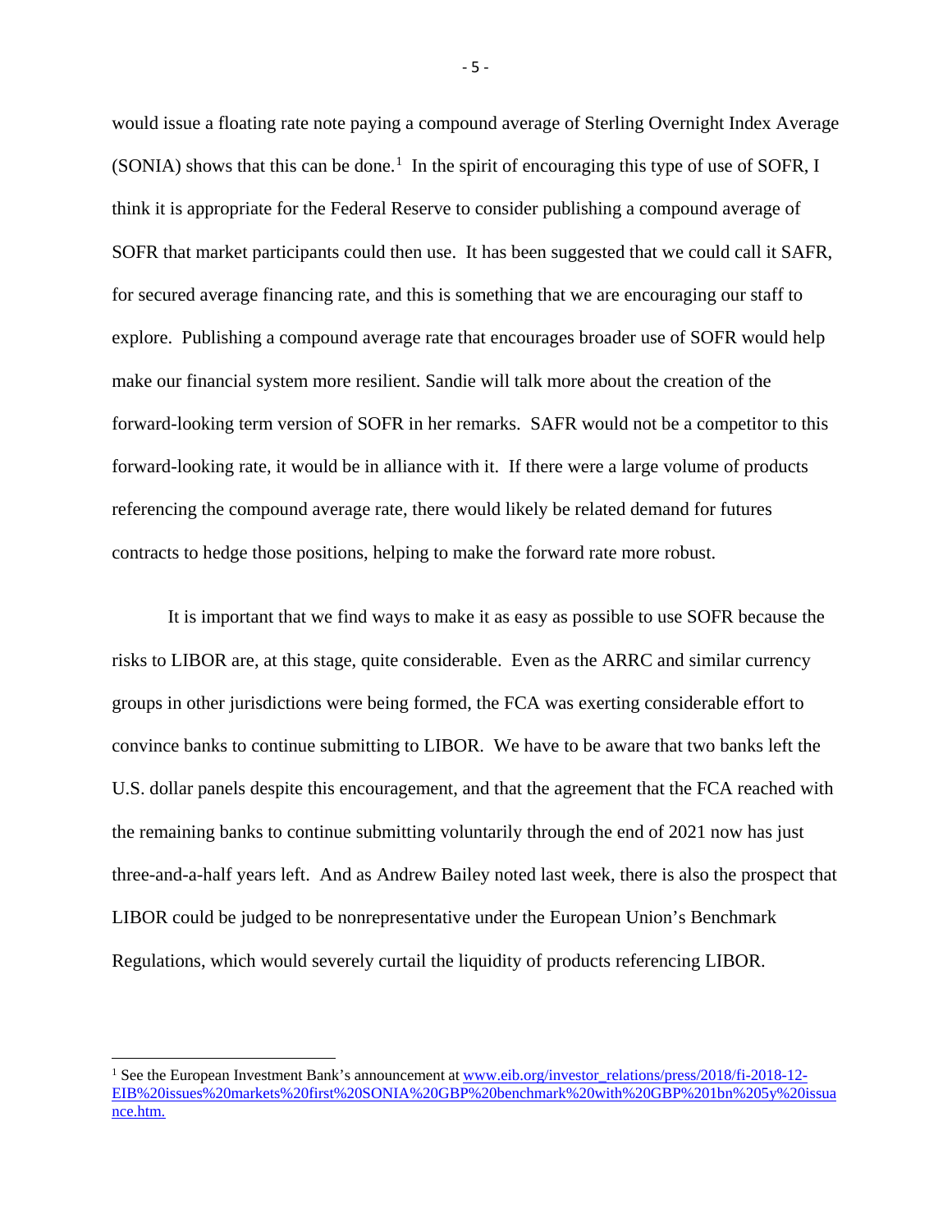would issue a floating rate note paying a compound average of Sterling Overnight Index Average (SONIA) shows that this can be done.[1] In the spirit of encouraging this type of use of SOFR, I think it is appropriate for the Federal Reserve to consider publishing a compound average of SOFR that market participants could then use. It has been suggested that we could call it SAFR, for secured average financing rate, and this is something that we are encouraging our staff to explore. Publishing a compound average rate that encourages broader use of SOFR would help make our financial system more resilient. Sandie will talk more about the creation of the forward-looking term version of SOFR in her remarks. SAFR would not be a competitor to this forward-looking rate, it would be in alliance with it. If there were a large volume of products referencing the compound average rate, there would likely be related demand for futures contracts to hedge those positions, helping to make the forward rate more robust.

It is important that we find ways to make it as easy as possible to use SOFR because the risks to LIBOR are, at this stage, quite considerable. Even as the ARRC and similar currency groups in other jurisdictions were being formed, the FCA was exerting considerable effort to convince banks to continue submitting to LIBOR. We have to be aware that two banks left the U.S. dollar panels despite this encouragement, and that the agreement that the FCA reached with the remaining banks to continue submitting voluntarily through the end of 2021 now has just three-and-a-half years left. And as Andrew Bailey noted last week, there is also the prospect that LIBOR could be judged to be nonrepresentative under the European Union's Benchmark Regulations, which would severely curtail the liquidity of products referencing LIBOR.

---

[1] See the European Investment Bank's announcement at www.eib.org/investor_relations/press/2018/fi-2018-12-EIB%20issues%20markets%20first%20SONIA%20GBP%20benchmark%20with%20GBP%201bn%205y%20issuance.htm.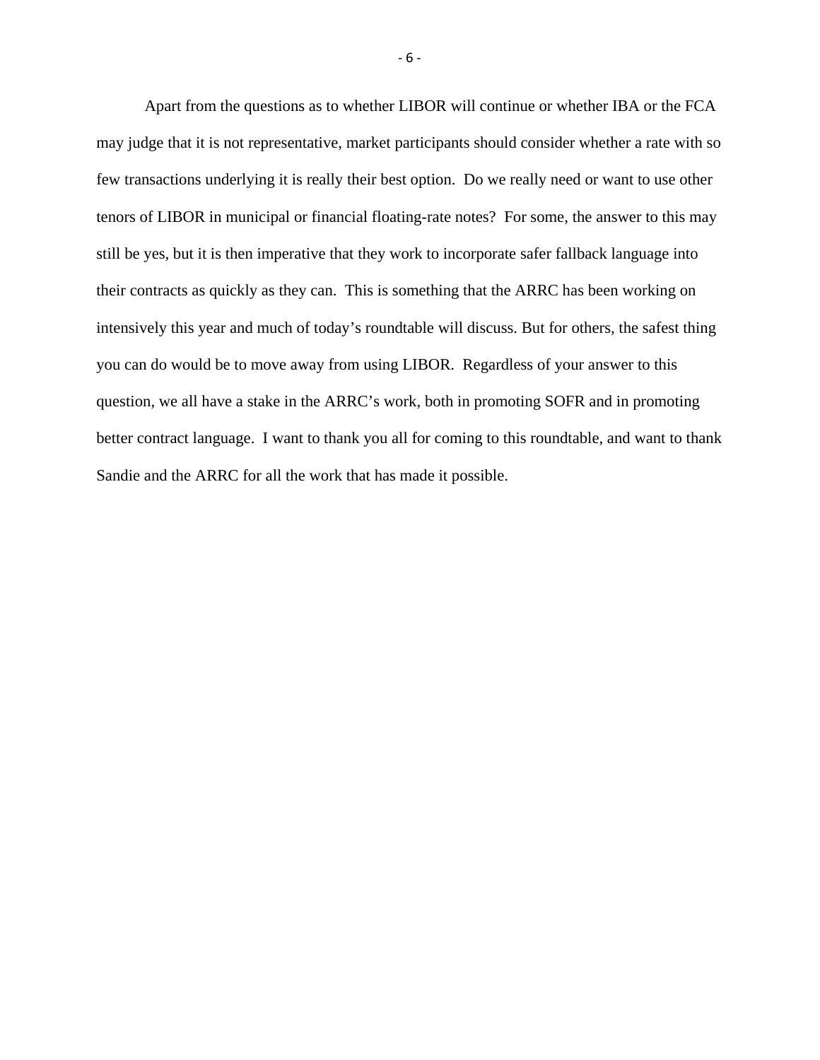Apart from the questions as to whether LIBOR will continue or whether IBA or the FCA may judge that it is not representative, market participants should consider whether a rate with so few transactions underlying it is really their best option. Do we really need or want to use other tenors of LIBOR in municipal or financial floating-rate notes? For some, the answer to this may still be yes, but it is then imperative that they work to incorporate safer fallback language into their contracts as quickly as they can. This is something that the ARRC has been working on intensively this year and much of today's roundtable will discuss. But for others, the safest thing you can do would be to move away from using LIBOR. Regardless of your answer to this question, we all have a stake in the ARRC's work, both in promoting SOFR and in promoting better contract language. I want to thank you all for coming to this roundtable, and want to thank Sandie and the ARRC for all the work that has made it possible.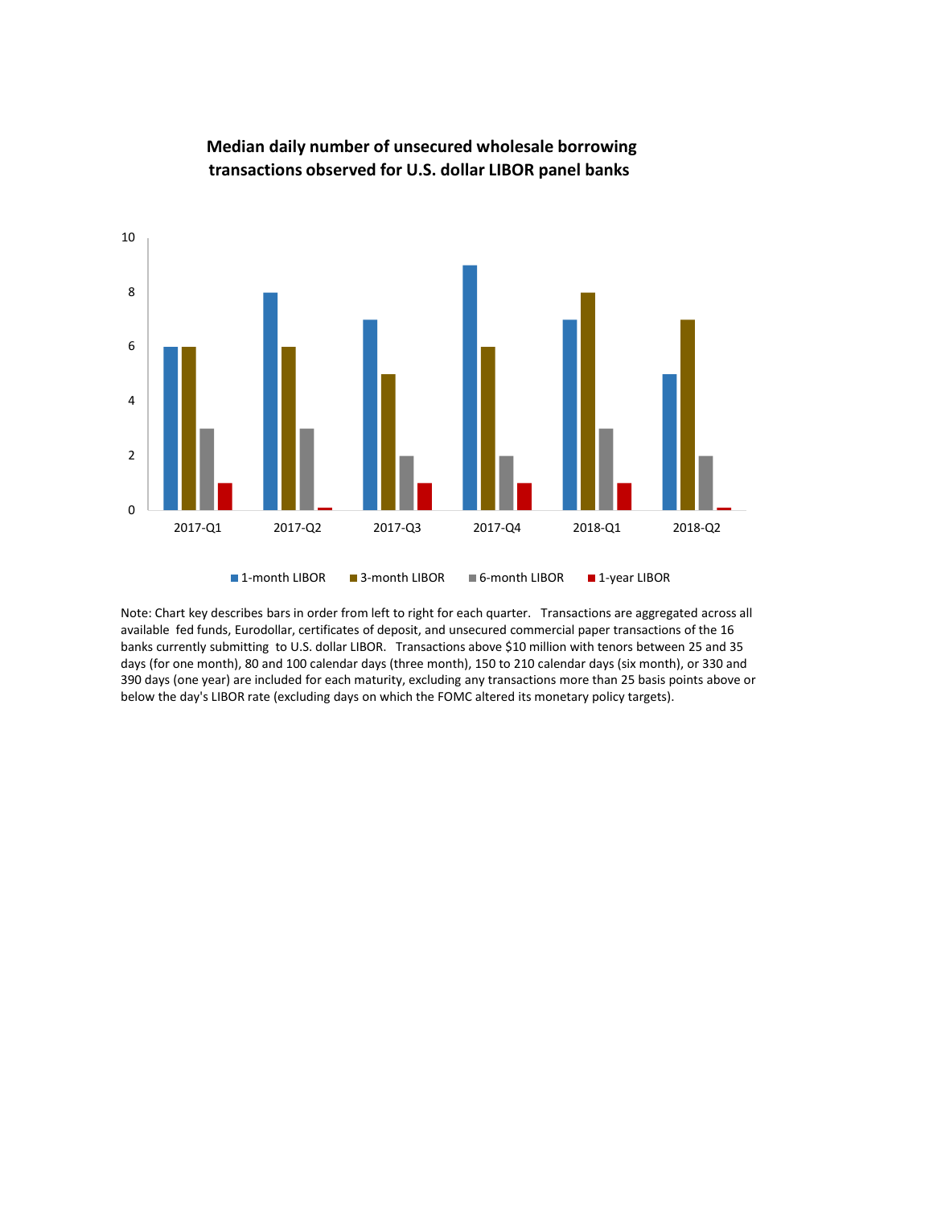**Median daily number of unsecured wholesale borrowing transactions observed for U.S. dollar LIBOR panel banks**

10
8
6
4
2
0

2017-Q1
2017-Q2
2017-Q3
2017-Q4
2018-Q1
2018-Q2

1-month LIBOR
3-month LIBOR
6-month LIBOR
1-year LIBOR

Note: Chart key describes bars in order from left to right for each quarter. Transactions are aggregated across all available fed funds, Eurodollar, certificates of deposit, and unsecured commercial paper transactions of the 16 banks currently submitting to U.S. dollar LIBOR. Transactions above $10 million with tenors between 25 and 35 days (for one month), 80 and 100 calendar days (three month), 150 to 210 calendar days (six month), or 330 and 390 days (one year) are included for each maturity, excluding any transactions more than 25 basis points above or below the day's LIBOR rate (excluding days on which the FOMC altered its monetary policy targets).